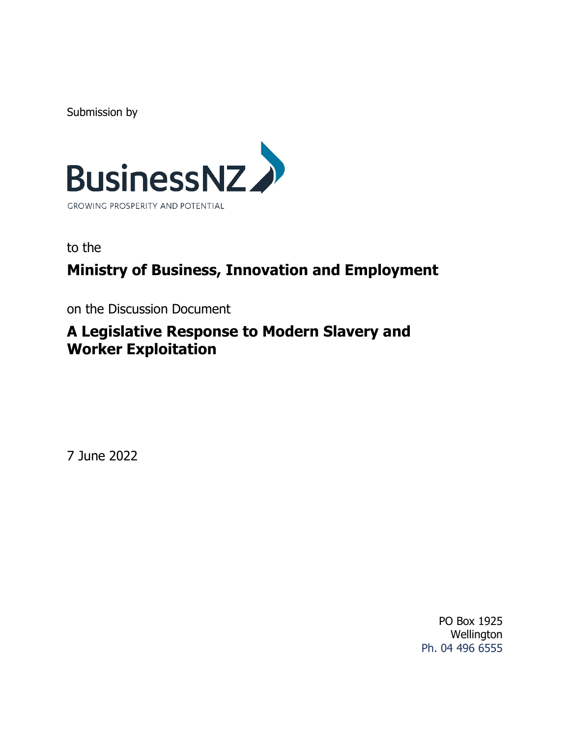Submission by

**BusinessNZ**

GROWING PROSPERITY AND POTENTIAL

to the

## Ministry of Business, Innovation and Employment

on the Discussion Document

# A Legislative Response to Modern Slavery and Worker Exploitation

7 June 2022

PO Box 1925
Wellington
Ph. 04 496 6555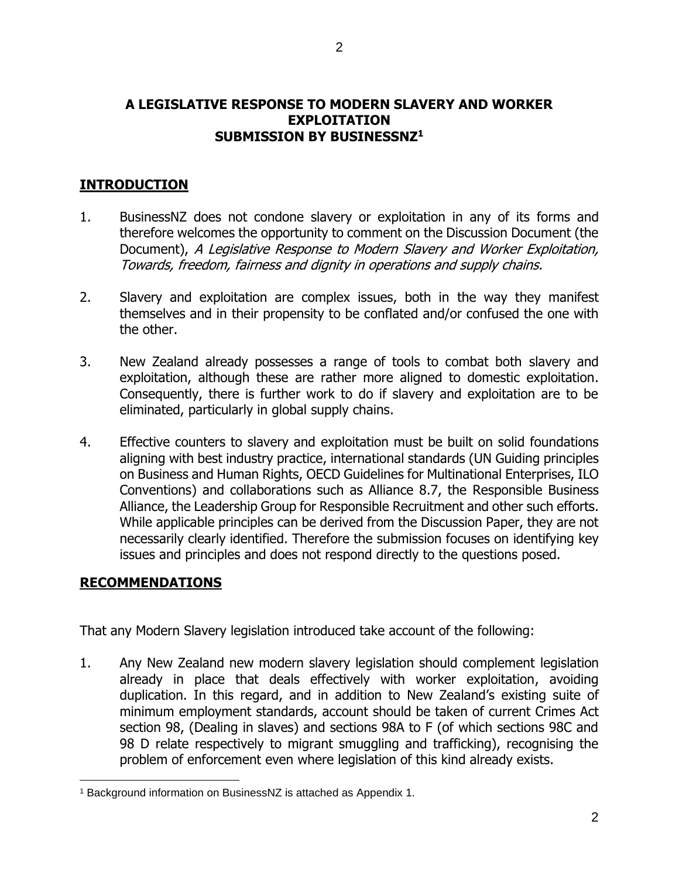**A LEGISLATIVE RESPONSE TO MODERN SLAVERY AND WORKER EXPLOITATION**
**SUBMISSION BY BUSINESSNZ[1]**

## INTRODUCTION

1. BusinessNZ does not condone slavery or exploitation in any of its forms and therefore welcomes the opportunity to comment on the Discussion Document (the Document), *A Legislative Response to Modern Slavery and Worker Exploitation, Towards, freedom, fairness and dignity in operations and supply chains.*

2. Slavery and exploitation are complex issues, both in the way they manifest themselves and in their propensity to be conflated and/or confused the one with the other.

3. New Zealand already possesses a range of tools to combat both slavery and exploitation, although these are rather more aligned to domestic exploitation. Consequently, there is further work to do if slavery and exploitation are to be eliminated, particularly in global supply chains.

4. Effective counters to slavery and exploitation must be built on solid foundations aligning with best industry practice, international standards (UN Guiding principles on Business and Human Rights, OECD Guidelines for Multinational Enterprises, ILO Conventions) and collaborations such as Alliance 8.7, the Responsible Business Alliance, the Leadership Group for Responsible Recruitment and other such efforts. While applicable principles can be derived from the Discussion Paper, they are not necessarily clearly identified. Therefore the submission focuses on identifying key issues and principles and does not respond directly to the questions posed.

## RECOMMENDATIONS

That any Modern Slavery legislation introduced take account of the following:

1. Any New Zealand new modern slavery legislation should complement legislation already in place that deals effectively with worker exploitation, avoiding duplication. In this regard, and in addition to New Zealand's existing suite of minimum employment standards, account should be taken of current Crimes Act section 98, (Dealing in slaves) and sections 98A to F (of which sections 98C and 98 D relate respectively to migrant smuggling and trafficking), recognising the problem of enforcement even where legislation of this kind already exists.

---

[1] Background information on BusinessNZ is attached as Appendix 1.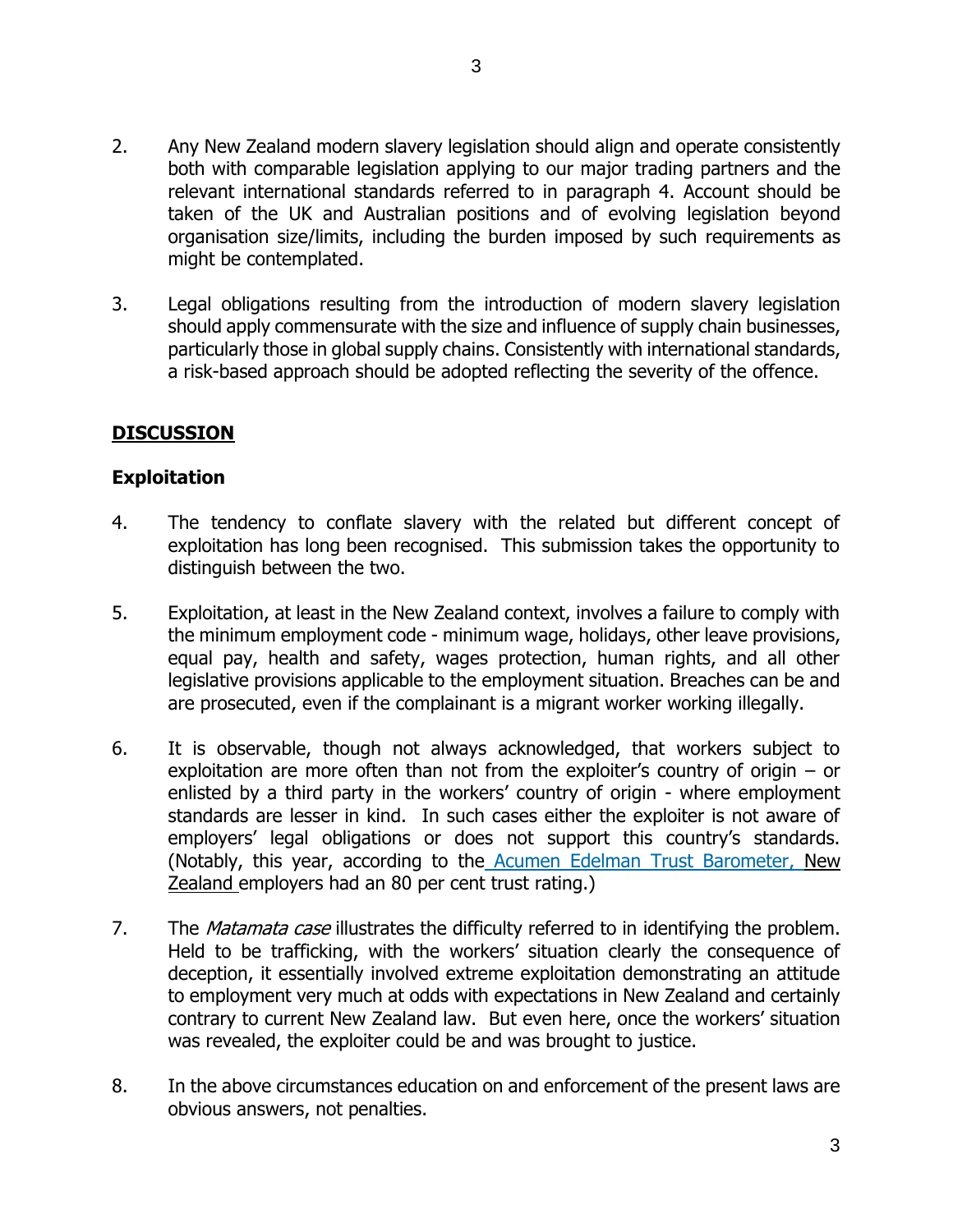2. Any New Zealand modern slavery legislation should align and operate consistently both with comparable legislation applying to our major trading partners and the relevant international standards referred to in paragraph 4. Account should be taken of the UK and Australian positions and of evolving legislation beyond organisation size/limits, including the burden imposed by such requirements as might be contemplated.

3. Legal obligations resulting from the introduction of modern slavery legislation should apply commensurate with the size and influence of supply chain businesses, particularly those in global supply chains. Consistently with international standards, a risk-based approach should be adopted reflecting the severity of the offence.

## DISCUSSION

### Exploitation

4. The tendency to conflate slavery with the related but different concept of exploitation has long been recognised. This submission takes the opportunity to distinguish between the two.

5. Exploitation, at least in the New Zealand context, involves a failure to comply with the minimum employment code - minimum wage, holidays, other leave provisions, equal pay, health and safety, wages protection, human rights, and all other legislative provisions applicable to the employment situation. Breaches can be and are prosecuted, even if the complainant is a migrant worker working illegally.

6. It is observable, though not always acknowledged, that workers subject to exploitation are more often than not from the exploiter's country of origin – or enlisted by a third party in the workers' country of origin - where employment standards are lesser in kind. In such cases either the exploiter is not aware of employers' legal obligations or does not support this country's standards. (Notably, this year, according to the Acumen Edelman Trust Barometer, New Zealand employers had an 80 per cent trust rating.)

7. The *Matamata case* illustrates the difficulty referred to in identifying the problem. Held to be trafficking, with the workers' situation clearly the consequence of deception, it essentially involved extreme exploitation demonstrating an attitude to employment very much at odds with expectations in New Zealand and certainly contrary to current New Zealand law. But even here, once the workers' situation was revealed, the exploiter could be and was brought to justice.

8. In the above circumstances education on and enforcement of the present laws are obvious answers, not penalties.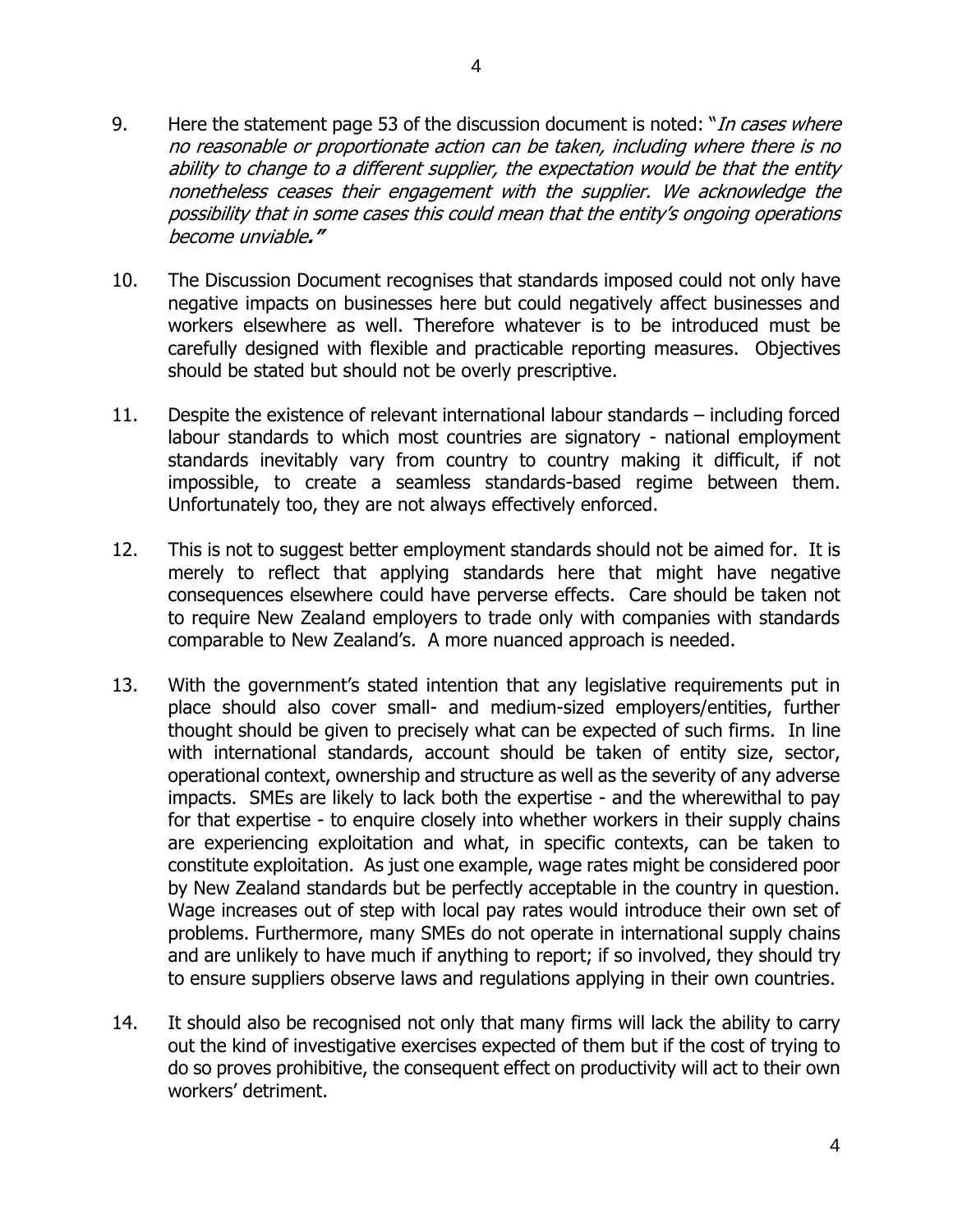9. Here the statement page 53 of the discussion document is noted: "*In cases where no reasonable or proportionate action can be taken, including where there is no ability to change to a different supplier, the expectation would be that the entity nonetheless ceases their engagement with the supplier. We acknowledge the possibility that in some cases this could mean that the entity's ongoing operations become unviable***."**

10. The Discussion Document recognises that standards imposed could not only have negative impacts on businesses here but could negatively affect businesses and workers elsewhere as well. Therefore whatever is to be introduced must be carefully designed with flexible and practicable reporting measures. Objectives should be stated but should not be overly prescriptive.

11. Despite the existence of relevant international labour standards – including forced labour standards to which most countries are signatory - national employment standards inevitably vary from country to country making it difficult, if not impossible, to create a seamless standards-based regime between them. Unfortunately too, they are not always effectively enforced.

12. This is not to suggest better employment standards should not be aimed for. It is merely to reflect that applying standards here that might have negative consequences elsewhere could have perverse effects. Care should be taken not to require New Zealand employers to trade only with companies with standards comparable to New Zealand's. A more nuanced approach is needed.

13. With the government's stated intention that any legislative requirements put in place should also cover small- and medium-sized employers/entities, further thought should be given to precisely what can be expected of such firms. In line with international standards, account should be taken of entity size, sector, operational context, ownership and structure as well as the severity of any adverse impacts. SMEs are likely to lack both the expertise - and the wherewithal to pay for that expertise - to enquire closely into whether workers in their supply chains are experiencing exploitation and what, in specific contexts, can be taken to constitute exploitation. As just one example, wage rates might be considered poor by New Zealand standards but be perfectly acceptable in the country in question. Wage increases out of step with local pay rates would introduce their own set of problems. Furthermore, many SMEs do not operate in international supply chains and are unlikely to have much if anything to report; if so involved, they should try to ensure suppliers observe laws and regulations applying in their own countries.

14. It should also be recognised not only that many firms will lack the ability to carry out the kind of investigative exercises expected of them but if the cost of trying to do so proves prohibitive, the consequent effect on productivity will act to their own workers' detriment.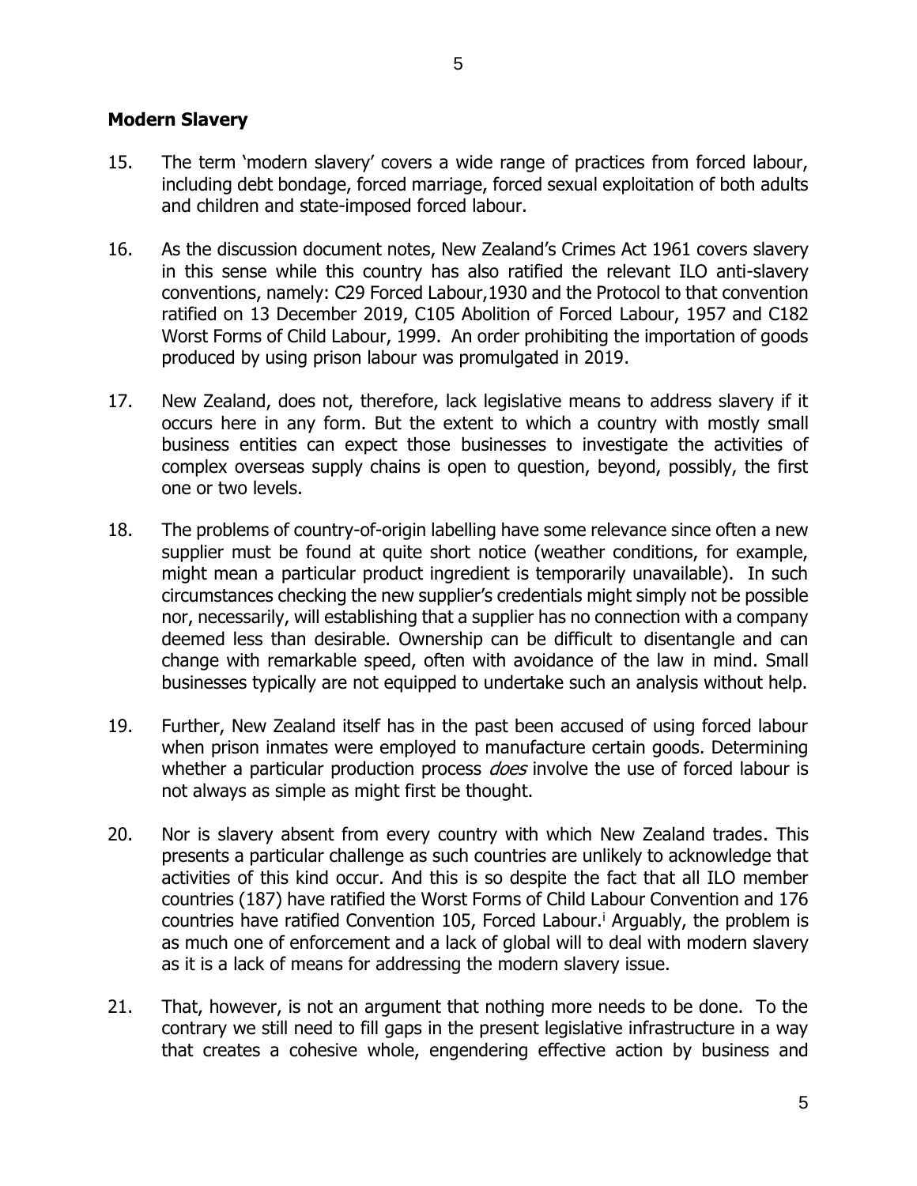## Modern Slavery

15. The term 'modern slavery' covers a wide range of practices from forced labour, including debt bondage, forced marriage, forced sexual exploitation of both adults and children and state-imposed forced labour.

16. As the discussion document notes, New Zealand's Crimes Act 1961 covers slavery in this sense while this country has also ratified the relevant ILO anti-slavery conventions, namely: C29 Forced Labour,1930 and the Protocol to that convention ratified on 13 December 2019, C105 Abolition of Forced Labour, 1957 and C182 Worst Forms of Child Labour, 1999. An order prohibiting the importation of goods produced by using prison labour was promulgated in 2019.

17. New Zealand, does not, therefore, lack legislative means to address slavery if it occurs here in any form. But the extent to which a country with mostly small business entities can expect those businesses to investigate the activities of complex overseas supply chains is open to question, beyond, possibly, the first one or two levels.

18. The problems of country-of-origin labelling have some relevance since often a new supplier must be found at quite short notice (weather conditions, for example, might mean a particular product ingredient is temporarily unavailable). In such circumstances checking the new supplier's credentials might simply not be possible nor, necessarily, will establishing that a supplier has no connection with a company deemed less than desirable. Ownership can be difficult to disentangle and can change with remarkable speed, often with avoidance of the law in mind. Small businesses typically are not equipped to undertake such an analysis without help.

19. Further, New Zealand itself has in the past been accused of using forced labour when prison inmates were employed to manufacture certain goods. Determining whether a particular production process *does* involve the use of forced labour is not always as simple as might first be thought.

20. Nor is slavery absent from every country with which New Zealand trades. This presents a particular challenge as such countries are unlikely to acknowledge that activities of this kind occur. And this is so despite the fact that all ILO member countries (187) have ratified the Worst Forms of Child Labour Convention and 176 countries have ratified Convention 105, Forced Labour.[i] Arguably, the problem is as much one of enforcement and a lack of global will to deal with modern slavery as it is a lack of means for addressing the modern slavery issue.

21. That, however, is not an argument that nothing more needs to be done. To the contrary we still need to fill gaps in the present legislative infrastructure in a way that creates a cohesive whole, engendering effective action by business and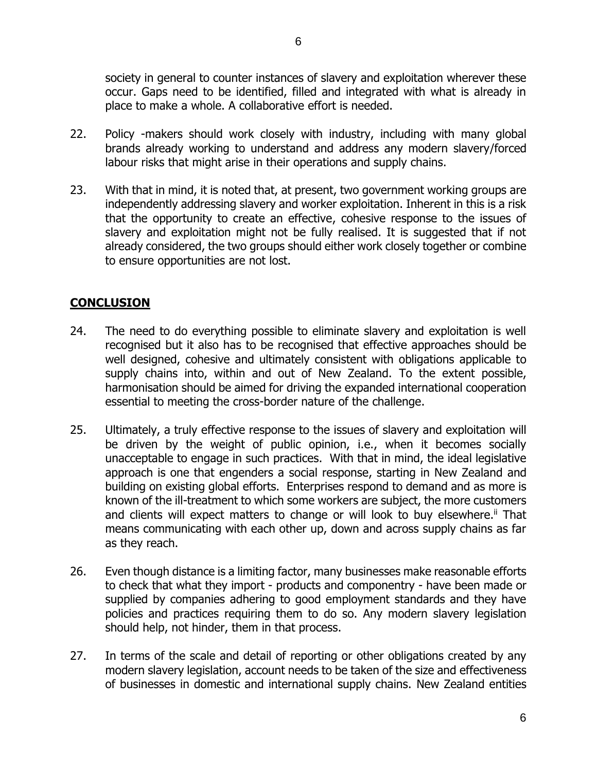society in general to counter instances of slavery and exploitation wherever these occur. Gaps need to be identified, filled and integrated with what is already in place to make a whole. A collaborative effort is needed.

22. Policy -makers should work closely with industry, including with many global brands already working to understand and address any modern slavery/forced labour risks that might arise in their operations and supply chains.

23. With that in mind, it is noted that, at present, two government working groups are independently addressing slavery and worker exploitation. Inherent in this is a risk that the opportunity to create an effective, cohesive response to the issues of slavery and exploitation might not be fully realised. It is suggested that if not already considered, the two groups should either work closely together or combine to ensure opportunities are not lost.

## CONCLUSION

24. The need to do everything possible to eliminate slavery and exploitation is well recognised but it also has to be recognised that effective approaches should be well designed, cohesive and ultimately consistent with obligations applicable to supply chains into, within and out of New Zealand. To the extent possible, harmonisation should be aimed for driving the expanded international cooperation essential to meeting the cross-border nature of the challenge.

25. Ultimately, a truly effective response to the issues of slavery and exploitation will be driven by the weight of public opinion, i.e., when it becomes socially unacceptable to engage in such practices. With that in mind, the ideal legislative approach is one that engenders a social response, starting in New Zealand and building on existing global efforts. Enterprises respond to demand and as more is known of the ill-treatment to which some workers are subject, the more customers and clients will expect matters to change or will look to buy elsewhere.[ii] That means communicating with each other up, down and across supply chains as far as they reach.

26. Even though distance is a limiting factor, many businesses make reasonable efforts to check that what they import - products and componentry - have been made or supplied by companies adhering to good employment standards and they have policies and practices requiring them to do so. Any modern slavery legislation should help, not hinder, them in that process.

27. In terms of the scale and detail of reporting or other obligations created by any modern slavery legislation, account needs to be taken of the size and effectiveness of businesses in domestic and international supply chains. New Zealand entities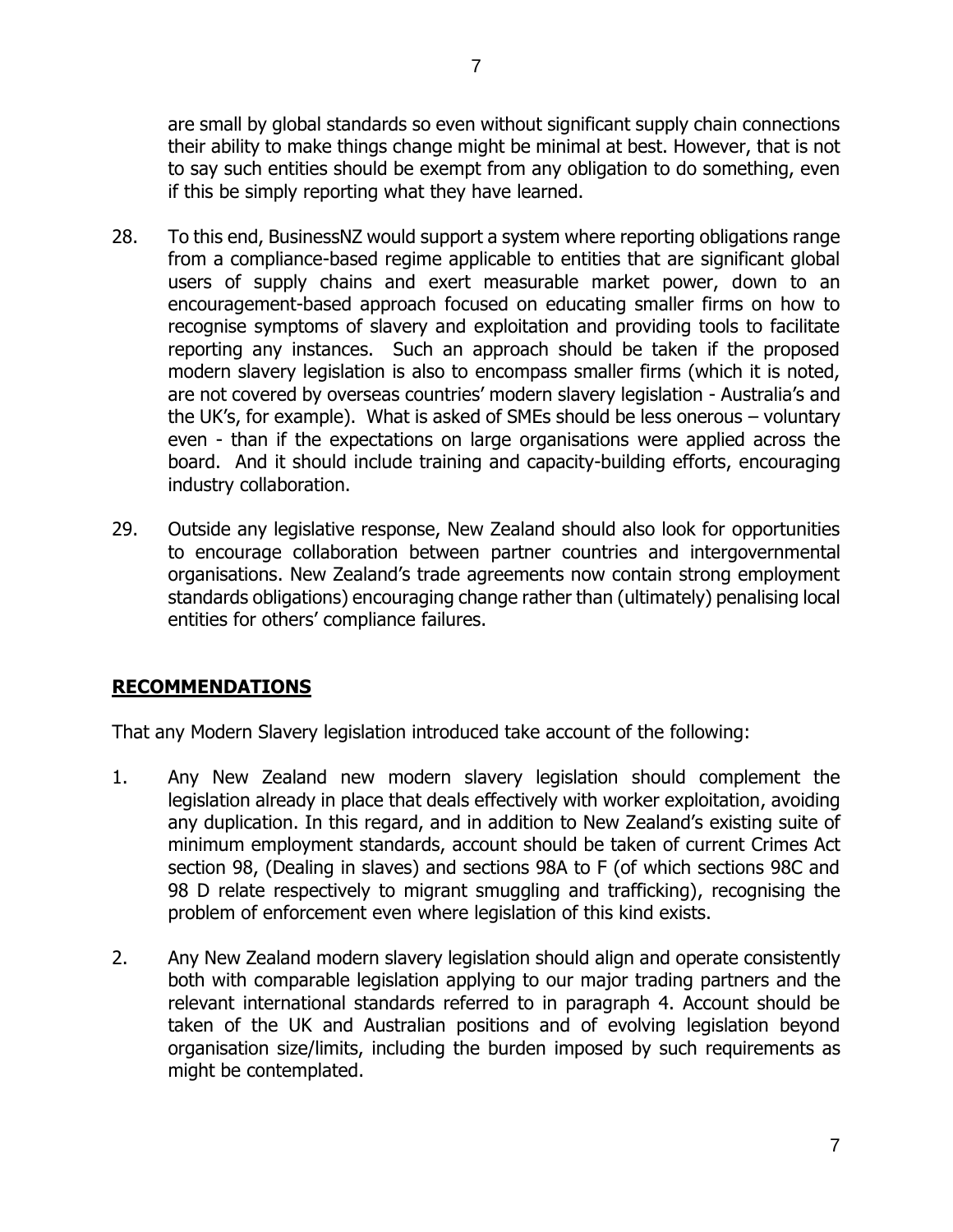are small by global standards so even without significant supply chain connections their ability to make things change might be minimal at best. However, that is not to say such entities should be exempt from any obligation to do something, even if this be simply reporting what they have learned.

28. To this end, BusinessNZ would support a system where reporting obligations range from a compliance-based regime applicable to entities that are significant global users of supply chains and exert measurable market power, down to an encouragement-based approach focused on educating smaller firms on how to recognise symptoms of slavery and exploitation and providing tools to facilitate reporting any instances. Such an approach should be taken if the proposed modern slavery legislation is also to encompass smaller firms (which it is noted, are not covered by overseas countries' modern slavery legislation - Australia's and the UK's, for example). What is asked of SMEs should be less onerous – voluntary even - than if the expectations on large organisations were applied across the board. And it should include training and capacity-building efforts, encouraging industry collaboration.

29. Outside any legislative response, New Zealand should also look for opportunities to encourage collaboration between partner countries and intergovernmental organisations. New Zealand's trade agreements now contain strong employment standards obligations) encouraging change rather than (ultimately) penalising local entities for others' compliance failures.

## RECOMMENDATIONS

That any Modern Slavery legislation introduced take account of the following:

1. Any New Zealand new modern slavery legislation should complement the legislation already in place that deals effectively with worker exploitation, avoiding any duplication. In this regard, and in addition to New Zealand's existing suite of minimum employment standards, account should be taken of current Crimes Act section 98, (Dealing in slaves) and sections 98A to F (of which sections 98C and 98 D relate respectively to migrant smuggling and trafficking), recognising the problem of enforcement even where legislation of this kind exists.

2. Any New Zealand modern slavery legislation should align and operate consistently both with comparable legislation applying to our major trading partners and the relevant international standards referred to in paragraph 4. Account should be taken of the UK and Australian positions and of evolving legislation beyond organisation size/limits, including the burden imposed by such requirements as might be contemplated.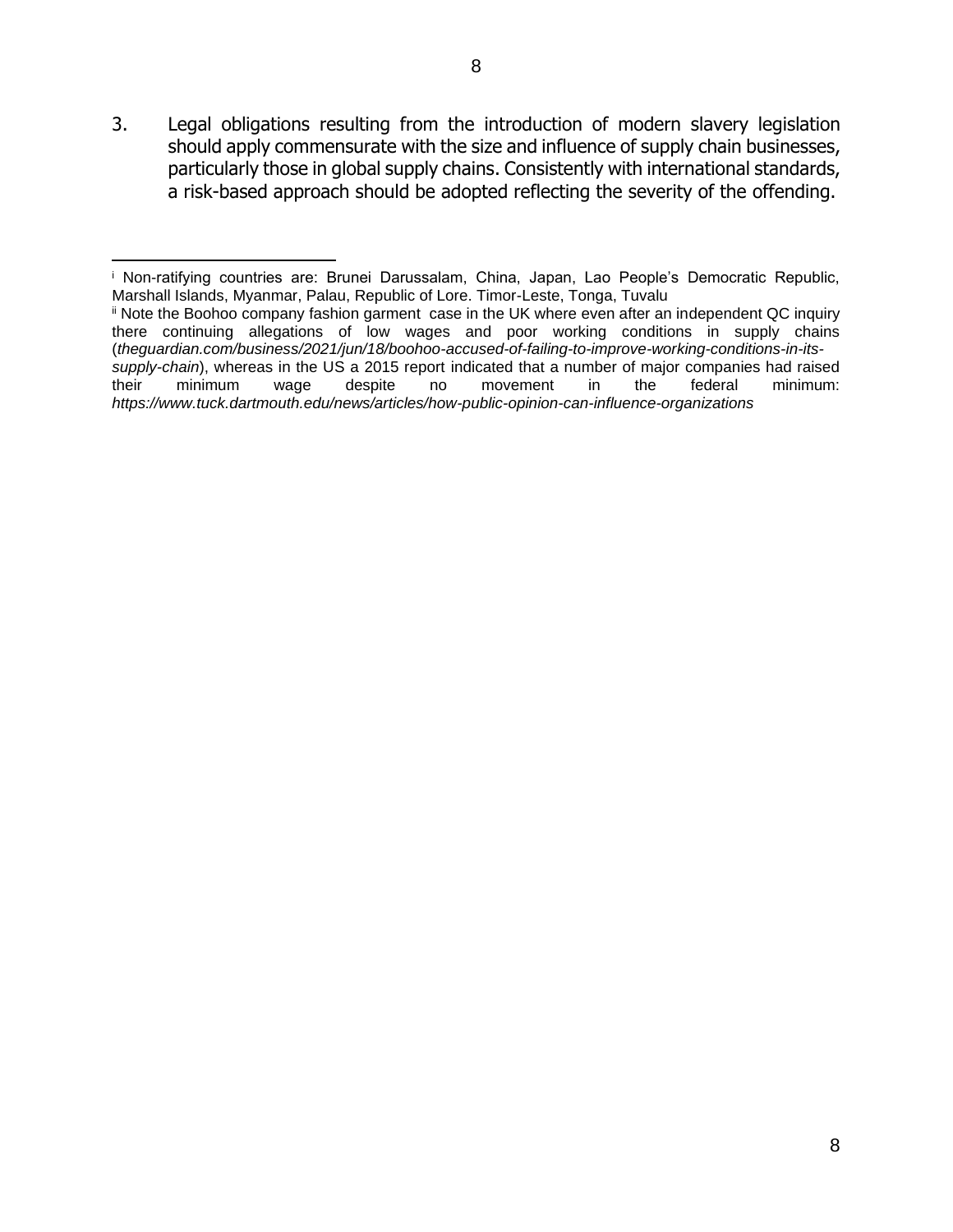3. Legal obligations resulting from the introduction of modern slavery legislation should apply commensurate with the size and influence of supply chain businesses, particularly those in global supply chains. Consistently with international standards, a risk-based approach should be adopted reflecting the severity of the offending.

---

[i] Non-ratifying countries are: Brunei Darussalam, China, Japan, Lao People's Democratic Republic, Marshall Islands, Myanmar, Palau, Republic of Lore. Timor-Leste, Tonga, Tuvalu

[ii] Note the Boohoo company fashion garment case in the UK where even after an independent QC inquiry there continuing allegations of low wages and poor working conditions in supply chains (*theguardian.com/business/2021/jun/18/boohoo-accused-of-failing-to-improve-working-conditions-in-its-supply-chain*), whereas in the US a 2015 report indicated that a number of major companies had raised their minimum wage despite no movement in the federal minimum: *https://www.tuck.dartmouth.edu/news/articles/how-public-opinion-can-influence-organizations*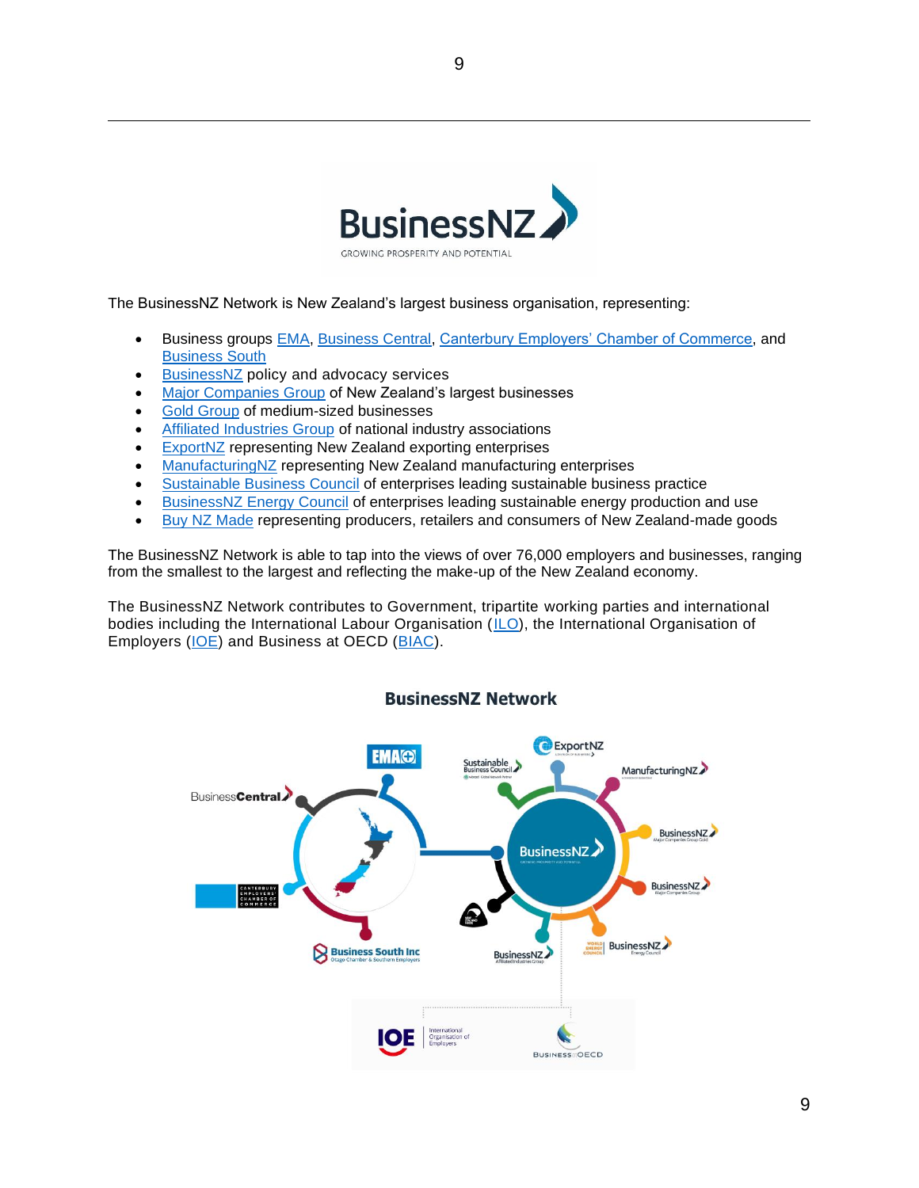The BusinessNZ Network is New Zealand's largest business organisation, representing:

- Business groups EMA, Business Central, Canterbury Employers' Chamber of Commerce, and Business South
- BusinessNZ policy and advocacy services
- Major Companies Group of New Zealand's largest businesses
- Gold Group of medium-sized businesses
- Affiliated Industries Group of national industry associations
- ExportNZ representing New Zealand exporting enterprises
- ManufacturingNZ representing New Zealand manufacturing enterprises
- Sustainable Business Council of enterprises leading sustainable business practice
- BusinessNZ Energy Council of enterprises leading sustainable energy production and use
- Buy NZ Made representing producers, retailers and consumers of New Zealand-made goods

The BusinessNZ Network is able to tap into the views of over 76,000 employers and businesses, ranging from the smallest to the largest and reflecting the make-up of the New Zealand economy.

The BusinessNZ Network contributes to Government, tripartite working parties and international bodies including the International Labour Organisation (ILO), the International Organisation of Employers (IOE) and Business at OECD (BIAC).

**BusinessNZ Network**

EMA
BusinessCentral
Canterbury Employers' Chamber of Commerce
Business South Inc
Otago Chamber & Southern Employers
Sustainable Business Council
ExportNZ
ManufacturingNZ
BusinessNZ
BusinessNZ Major Companies Group Gold
BusinessNZ Major Companies Group
BusinessNZ Energy Council
BusinessNZ Affiliated Industries Group
IOE International Organisation of Employers
BUSINESS at OECD